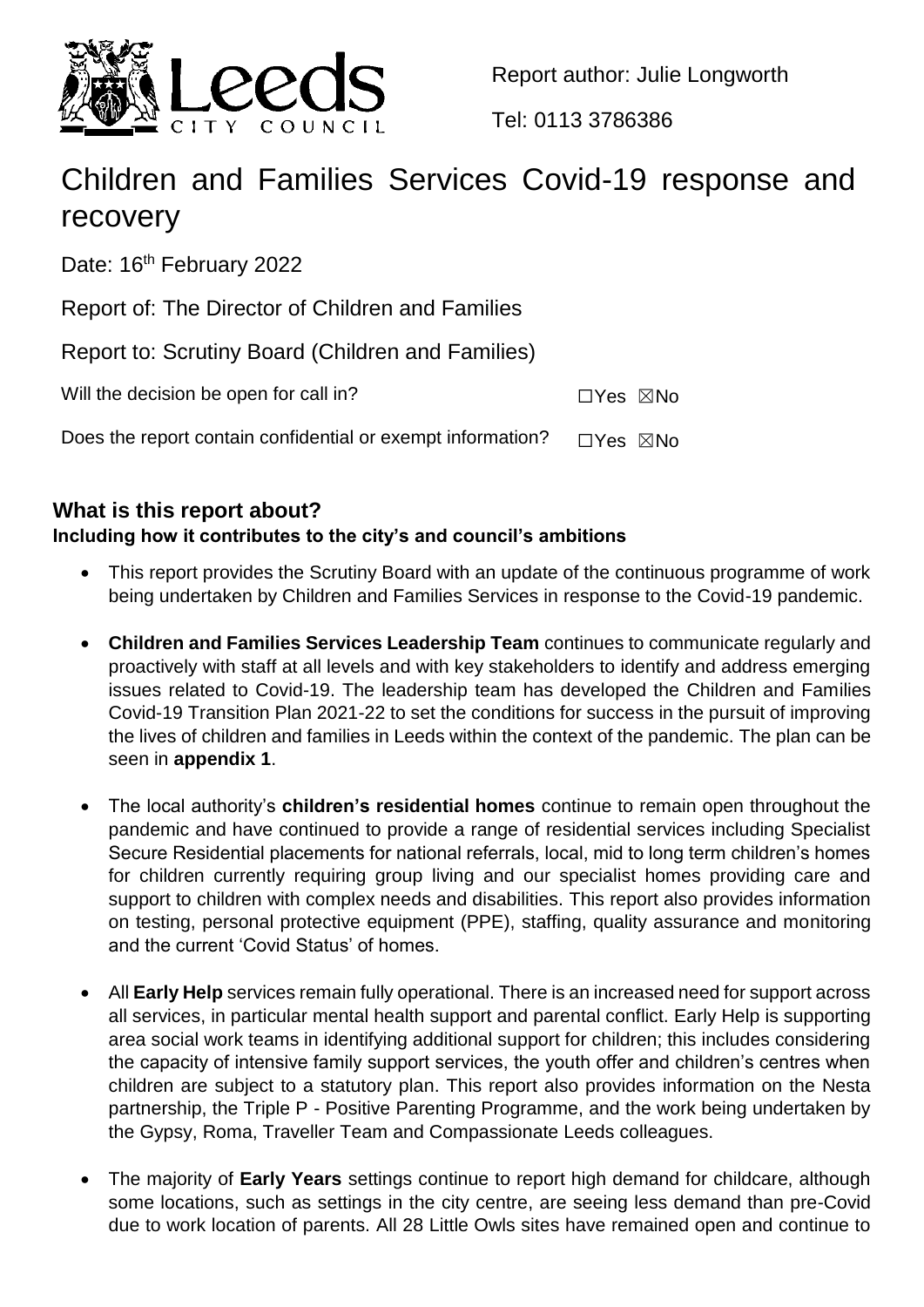Report author: Julie Longworth

Tel: 0113 3786386

# Children and Families Services Covid-19 response and recovery

Date: 16th February 2022

Report of: The Director of Children and Families

Report to: Scrutiny Board (Children and Families)

Will the decision be open for call in? ☐Yes ☒No

Does the report contain confidential or exempt information? ☐Yes ☒No

## What is this report about?

**Including how it contributes to the city's and council's ambitions**

- This report provides the Scrutiny Board with an update of the continuous programme of work being undertaken by Children and Families Services in response to the Covid-19 pandemic.
- **Children and Families Services Leadership Team** continues to communicate regularly and proactively with staff at all levels and with key stakeholders to identify and address emerging issues related to Covid-19. The leadership team has developed the Children and Families Covid-19 Transition Plan 2021-22 to set the conditions for success in the pursuit of improving the lives of children and families in Leeds within the context of the pandemic. The plan can be seen in **appendix 1**.
- The local authority's **children's residential homes** continue to remain open throughout the pandemic and have continued to provide a range of residential services including Specialist Secure Residential placements for national referrals, local, mid to long term children's homes for children currently requiring group living and our specialist homes providing care and support to children with complex needs and disabilities. This report also provides information on testing, personal protective equipment (PPE), staffing, quality assurance and monitoring and the current 'Covid Status' of homes.
- All **Early Help** services remain fully operational. There is an increased need for support across all services, in particular mental health support and parental conflict. Early Help is supporting area social work teams in identifying additional support for children; this includes considering the capacity of intensive family support services, the youth offer and children's centres when children are subject to a statutory plan. This report also provides information on the Nesta partnership, the Triple P - Positive Parenting Programme, and the work being undertaken by the Gypsy, Roma, Traveller Team and Compassionate Leeds colleagues.
- The majority of **Early Years** settings continue to report high demand for childcare, although some locations, such as settings in the city centre, are seeing less demand than pre-Covid due to work location of parents. All 28 Little Owls sites have remained open and continue to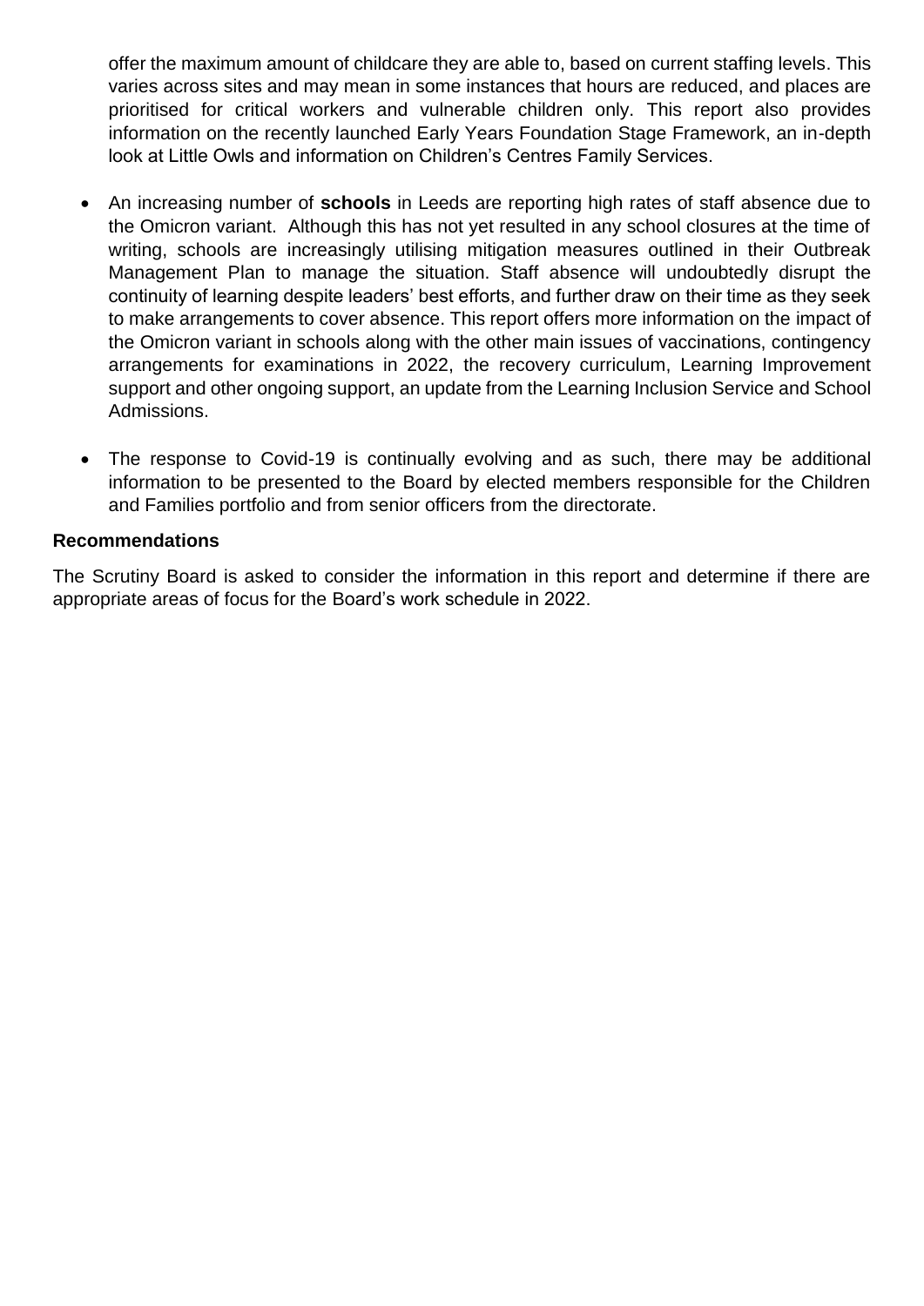offer the maximum amount of childcare they are able to, based on current staffing levels. This varies across sites and may mean in some instances that hours are reduced, and places are prioritised for critical workers and vulnerable children only. This report also provides information on the recently launched Early Years Foundation Stage Framework, an in-depth look at Little Owls and information on Children's Centres Family Services.

- An increasing number of **schools** in Leeds are reporting high rates of staff absence due to the Omicron variant. Although this has not yet resulted in any school closures at the time of writing, schools are increasingly utilising mitigation measures outlined in their Outbreak Management Plan to manage the situation. Staff absence will undoubtedly disrupt the continuity of learning despite leaders' best efforts, and further draw on their time as they seek to make arrangements to cover absence. This report offers more information on the impact of the Omicron variant in schools along with the other main issues of vaccinations, contingency arrangements for examinations in 2022, the recovery curriculum, Learning Improvement support and other ongoing support, an update from the Learning Inclusion Service and School Admissions.

- The response to Covid-19 is continually evolving and as such, there may be additional information to be presented to the Board by elected members responsible for the Children and Families portfolio and from senior officers from the directorate.

**Recommendations**

The Scrutiny Board is asked to consider the information in this report and determine if there are appropriate areas of focus for the Board's work schedule in 2022.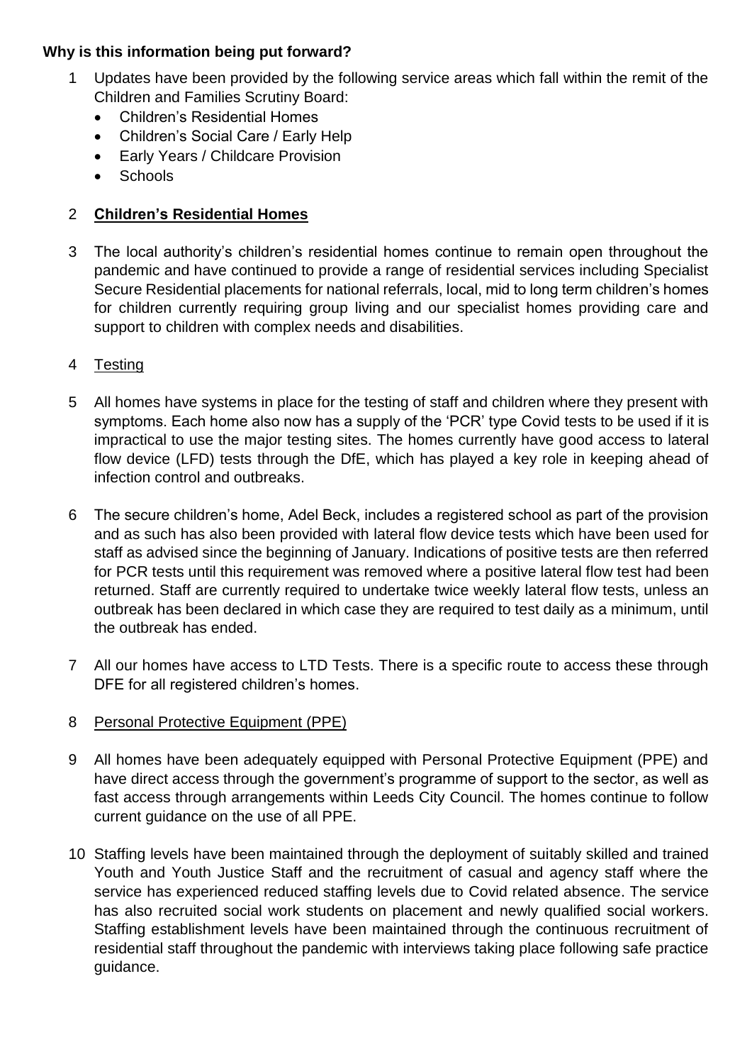**Why is this information being put forward?**

1 Updates have been provided by the following service areas which fall within the remit of the Children and Families Scrutiny Board:

- Children's Residential Homes
- Children's Social Care / Early Help
- Early Years / Childcare Provision
- Schools

2 **<u>Children's Residential Homes</u>**

3 The local authority's children's residential homes continue to remain open throughout the pandemic and have continued to provide a range of residential services including Specialist Secure Residential placements for national referrals, local, mid to long term children's homes for children currently requiring group living and our specialist homes providing care and support to children with complex needs and disabilities.

4 <u>Testing</u>

5 All homes have systems in place for the testing of staff and children where they present with symptoms. Each home also now has a supply of the 'PCR' type Covid tests to be used if it is impractical to use the major testing sites. The homes currently have good access to lateral flow device (LFD) tests through the DfE, which has played a key role in keeping ahead of infection control and outbreaks.

6 The secure children's home, Adel Beck, includes a registered school as part of the provision and as such has also been provided with lateral flow device tests which have been used for staff as advised since the beginning of January. Indications of positive tests are then referred for PCR tests until this requirement was removed where a positive lateral flow test had been returned. Staff are currently required to undertake twice weekly lateral flow tests, unless an outbreak has been declared in which case they are required to test daily as a minimum, until the outbreak has ended.

7 All our homes have access to LTD Tests. There is a specific route to access these through DFE for all registered children's homes.

8 <u>Personal Protective Equipment (PPE)</u>

9 All homes have been adequately equipped with Personal Protective Equipment (PPE) and have direct access through the government's programme of support to the sector, as well as fast access through arrangements within Leeds City Council. The homes continue to follow current guidance on the use of all PPE.

10 Staffing levels have been maintained through the deployment of suitably skilled and trained Youth and Youth Justice Staff and the recruitment of casual and agency staff where the service has experienced reduced staffing levels due to Covid related absence. The service has also recruited social work students on placement and newly qualified social workers. Staffing establishment levels have been maintained through the continuous recruitment of residential staff throughout the pandemic with interviews taking place following safe practice guidance.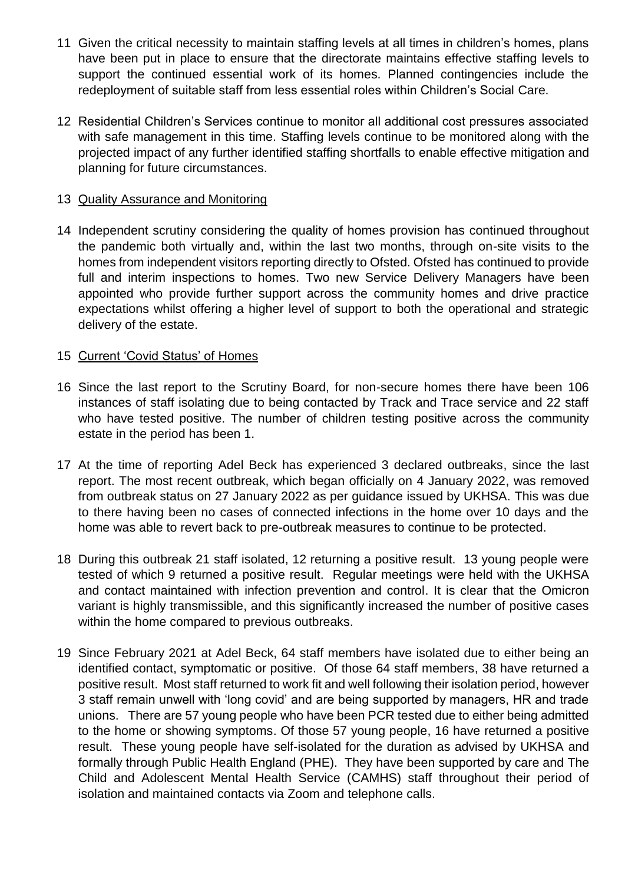11 Given the critical necessity to maintain staffing levels at all times in children's homes, plans have been put in place to ensure that the directorate maintains effective staffing levels to support the continued essential work of its homes. Planned contingencies include the redeployment of suitable staff from less essential roles within Children's Social Care.

12 Residential Children's Services continue to monitor all additional cost pressures associated with safe management in this time. Staffing levels continue to be monitored along with the projected impact of any further identified staffing shortfalls to enable effective mitigation and planning for future circumstances.

13 <u>Quality Assurance and Monitoring</u>

14 Independent scrutiny considering the quality of homes provision has continued throughout the pandemic both virtually and, within the last two months, through on-site visits to the homes from independent visitors reporting directly to Ofsted. Ofsted has continued to provide full and interim inspections to homes. Two new Service Delivery Managers have been appointed who provide further support across the community homes and drive practice expectations whilst offering a higher level of support to both the operational and strategic delivery of the estate.

15 <u>Current 'Covid Status' of Homes</u>

16 Since the last report to the Scrutiny Board, for non-secure homes there have been 106 instances of staff isolating due to being contacted by Track and Trace service and 22 staff who have tested positive. The number of children testing positive across the community estate in the period has been 1.

17 At the time of reporting Adel Beck has experienced 3 declared outbreaks, since the last report. The most recent outbreak, which began officially on 4 January 2022, was removed from outbreak status on 27 January 2022 as per guidance issued by UKHSA. This was due to there having been no cases of connected infections in the home over 10 days and the home was able to revert back to pre-outbreak measures to continue to be protected.

18 During this outbreak 21 staff isolated, 12 returning a positive result. 13 young people were tested of which 9 returned a positive result. Regular meetings were held with the UKHSA and contact maintained with infection prevention and control. It is clear that the Omicron variant is highly transmissible, and this significantly increased the number of positive cases within the home compared to previous outbreaks.

19 Since February 2021 at Adel Beck, 64 staff members have isolated due to either being an identified contact, symptomatic or positive. Of those 64 staff members, 38 have returned a positive result. Most staff returned to work fit and well following their isolation period, however 3 staff remain unwell with 'long covid' and are being supported by managers, HR and trade unions. There are 57 young people who have been PCR tested due to either being admitted to the home or showing symptoms. Of those 57 young people, 16 have returned a positive result. These young people have self-isolated for the duration as advised by UKHSA and formally through Public Health England (PHE). They have been supported by care and The Child and Adolescent Mental Health Service (CAMHS) staff throughout their period of isolation and maintained contacts via Zoom and telephone calls.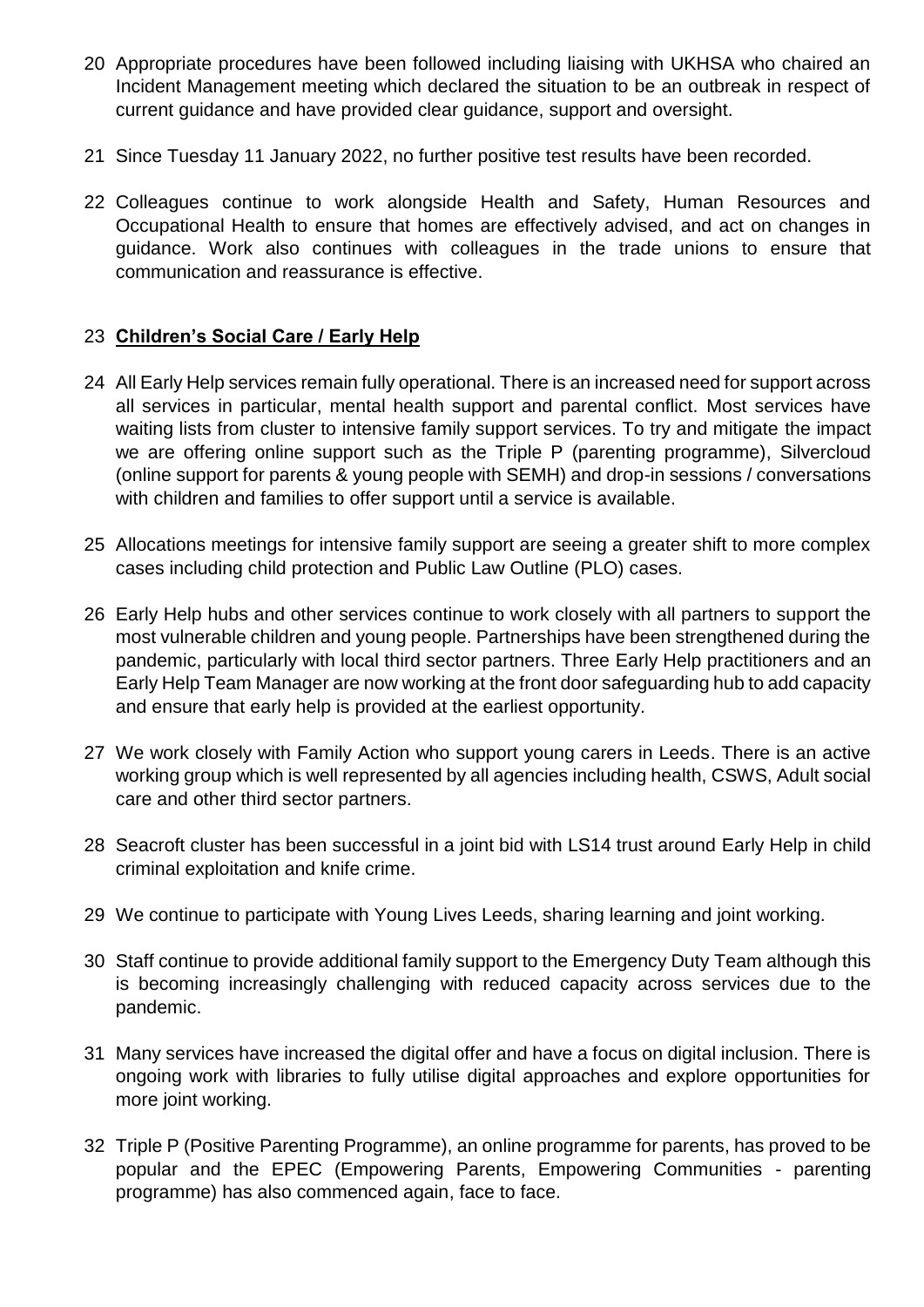20 Appropriate procedures have been followed including liaising with UKHSA who chaired an Incident Management meeting which declared the situation to be an outbreak in respect of current guidance and have provided clear guidance, support and oversight.

21 Since Tuesday 11 January 2022, no further positive test results have been recorded.

22 Colleagues continue to work alongside Health and Safety, Human Resources and Occupational Health to ensure that homes are effectively advised, and act on changes in guidance. Work also continues with colleagues in the trade unions to ensure that communication and reassurance is effective.

23 **Children's Social Care / Early Help**

24 All Early Help services remain fully operational. There is an increased need for support across all services in particular, mental health support and parental conflict. Most services have waiting lists from cluster to intensive family support services. To try and mitigate the impact we are offering online support such as the Triple P (parenting programme), Silvercloud (online support for parents & young people with SEMH) and drop-in sessions / conversations with children and families to offer support until a service is available.

25 Allocations meetings for intensive family support are seeing a greater shift to more complex cases including child protection and Public Law Outline (PLO) cases.

26 Early Help hubs and other services continue to work closely with all partners to support the most vulnerable children and young people. Partnerships have been strengthened during the pandemic, particularly with local third sector partners. Three Early Help practitioners and an Early Help Team Manager are now working at the front door safeguarding hub to add capacity and ensure that early help is provided at the earliest opportunity.

27 We work closely with Family Action who support young carers in Leeds. There is an active working group which is well represented by all agencies including health, CSWS, Adult social care and other third sector partners.

28 Seacroft cluster has been successful in a joint bid with LS14 trust around Early Help in child criminal exploitation and knife crime.

29 We continue to participate with Young Lives Leeds, sharing learning and joint working.

30 Staff continue to provide additional family support to the Emergency Duty Team although this is becoming increasingly challenging with reduced capacity across services due to the pandemic.

31 Many services have increased the digital offer and have a focus on digital inclusion. There is ongoing work with libraries to fully utilise digital approaches and explore opportunities for more joint working.

32 Triple P (Positive Parenting Programme), an online programme for parents, has proved to be popular and the EPEC (Empowering Parents, Empowering Communities - parenting programme) has also commenced again, face to face.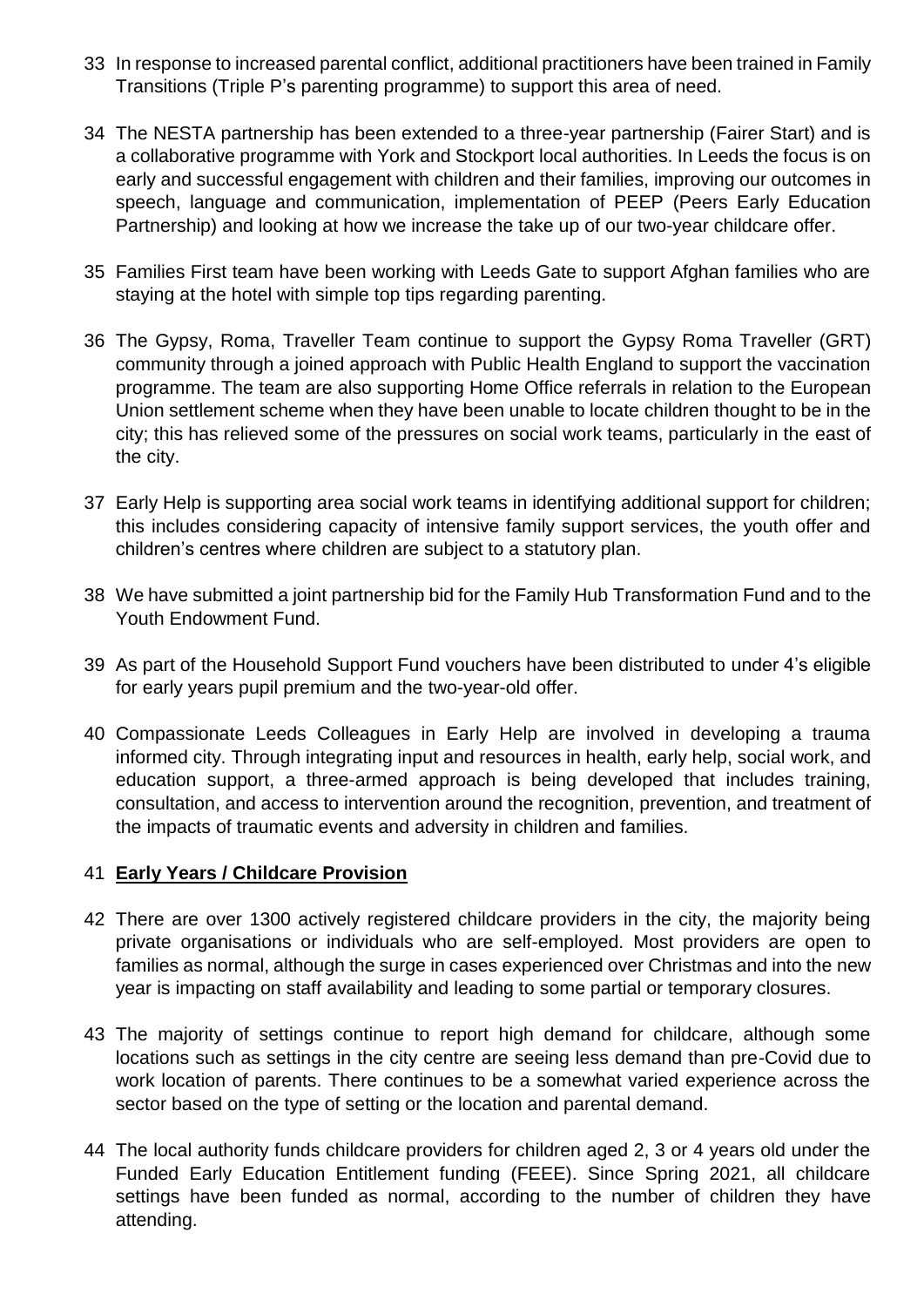33 In response to increased parental conflict, additional practitioners have been trained in Family Transitions (Triple P's parenting programme) to support this area of need.

34 The NESTA partnership has been extended to a three-year partnership (Fairer Start) and is a collaborative programme with York and Stockport local authorities. In Leeds the focus is on early and successful engagement with children and their families, improving our outcomes in speech, language and communication, implementation of PEEP (Peers Early Education Partnership) and looking at how we increase the take up of our two-year childcare offer.

35 Families First team have been working with Leeds Gate to support Afghan families who are staying at the hotel with simple top tips regarding parenting.

36 The Gypsy, Roma, Traveller Team continue to support the Gypsy Roma Traveller (GRT) community through a joined approach with Public Health England to support the vaccination programme. The team are also supporting Home Office referrals in relation to the European Union settlement scheme when they have been unable to locate children thought to be in the city; this has relieved some of the pressures on social work teams, particularly in the east of the city.

37 Early Help is supporting area social work teams in identifying additional support for children; this includes considering capacity of intensive family support services, the youth offer and children's centres where children are subject to a statutory plan.

38 We have submitted a joint partnership bid for the Family Hub Transformation Fund and to the Youth Endowment Fund.

39 As part of the Household Support Fund vouchers have been distributed to under 4's eligible for early years pupil premium and the two-year-old offer.

40 Compassionate Leeds Colleagues in Early Help are involved in developing a trauma informed city. Through integrating input and resources in health, early help, social work, and education support, a three-armed approach is being developed that includes training, consultation, and access to intervention around the recognition, prevention, and treatment of the impacts of traumatic events and adversity in children and families.

41 **Early Years / Childcare Provision**

42 There are over 1300 actively registered childcare providers in the city, the majority being private organisations or individuals who are self-employed. Most providers are open to families as normal, although the surge in cases experienced over Christmas and into the new year is impacting on staff availability and leading to some partial or temporary closures.

43 The majority of settings continue to report high demand for childcare, although some locations such as settings in the city centre are seeing less demand than pre-Covid due to work location of parents. There continues to be a somewhat varied experience across the sector based on the type of setting or the location and parental demand.

44 The local authority funds childcare providers for children aged 2, 3 or 4 years old under the Funded Early Education Entitlement funding (FEEE). Since Spring 2021, all childcare settings have been funded as normal, according to the number of children they have attending.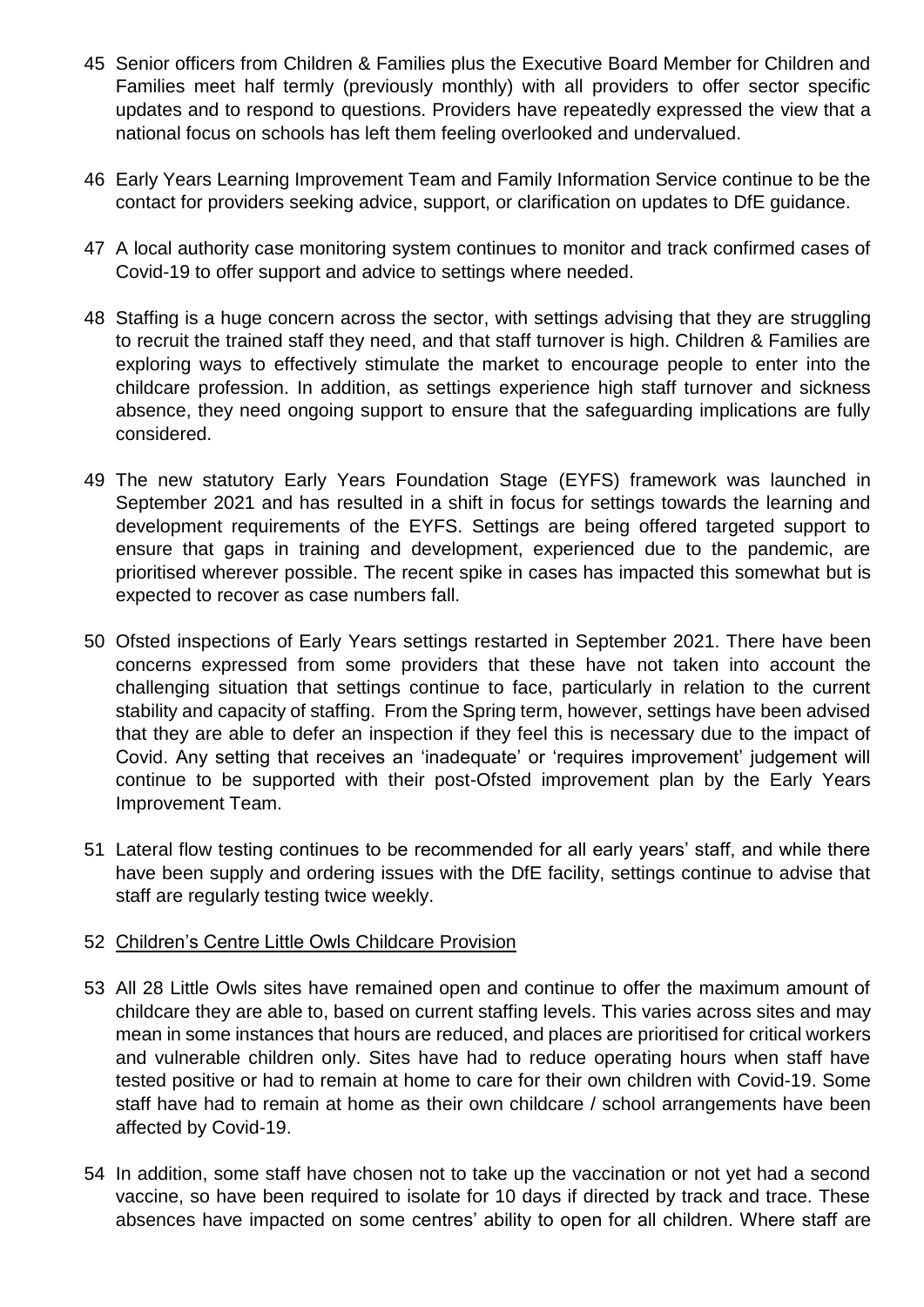45 Senior officers from Children & Families plus the Executive Board Member for Children and Families meet half termly (previously monthly) with all providers to offer sector specific updates and to respond to questions. Providers have repeatedly expressed the view that a national focus on schools has left them feeling overlooked and undervalued.

46 Early Years Learning Improvement Team and Family Information Service continue to be the contact for providers seeking advice, support, or clarification on updates to DfE guidance.

47 A local authority case monitoring system continues to monitor and track confirmed cases of Covid-19 to offer support and advice to settings where needed.

48 Staffing is a huge concern across the sector, with settings advising that they are struggling to recruit the trained staff they need, and that staff turnover is high. Children & Families are exploring ways to effectively stimulate the market to encourage people to enter into the childcare profession. In addition, as settings experience high staff turnover and sickness absence, they need ongoing support to ensure that the safeguarding implications are fully considered.

49 The new statutory Early Years Foundation Stage (EYFS) framework was launched in September 2021 and has resulted in a shift in focus for settings towards the learning and development requirements of the EYFS. Settings are being offered targeted support to ensure that gaps in training and development, experienced due to the pandemic, are prioritised wherever possible. The recent spike in cases has impacted this somewhat but is expected to recover as case numbers fall.

50 Ofsted inspections of Early Years settings restarted in September 2021. There have been concerns expressed from some providers that these have not taken into account the challenging situation that settings continue to face, particularly in relation to the current stability and capacity of staffing. From the Spring term, however, settings have been advised that they are able to defer an inspection if they feel this is necessary due to the impact of Covid. Any setting that receives an 'inadequate' or 'requires improvement' judgement will continue to be supported with their post-Ofsted improvement plan by the Early Years Improvement Team.

51 Lateral flow testing continues to be recommended for all early years' staff, and while there have been supply and ordering issues with the DfE facility, settings continue to advise that staff are regularly testing twice weekly.

52 Children's Centre Little Owls Childcare Provision

53 All 28 Little Owls sites have remained open and continue to offer the maximum amount of childcare they are able to, based on current staffing levels. This varies across sites and may mean in some instances that hours are reduced, and places are prioritised for critical workers and vulnerable children only. Sites have had to reduce operating hours when staff have tested positive or had to remain at home to care for their own children with Covid-19. Some staff have had to remain at home as their own childcare / school arrangements have been affected by Covid-19.

54 In addition, some staff have chosen not to take up the vaccination or not yet had a second vaccine, so have been required to isolate for 10 days if directed by track and trace. These absences have impacted on some centres' ability to open for all children. Where staff are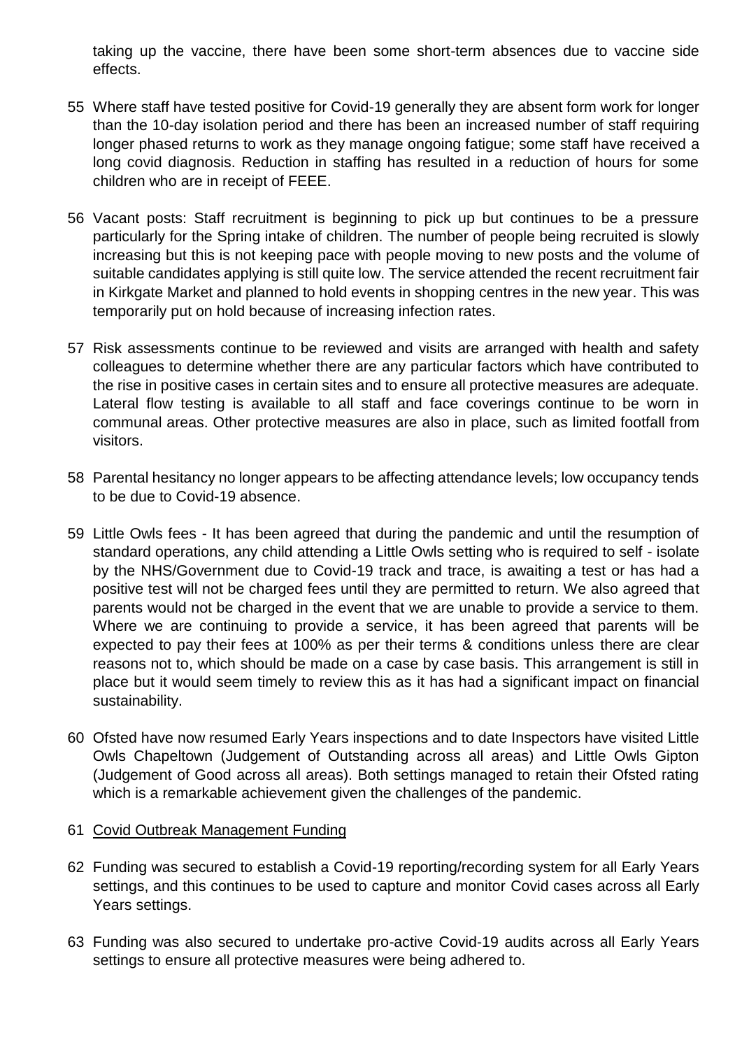taking up the vaccine, there have been some short-term absences due to vaccine side effects.

55 Where staff have tested positive for Covid-19 generally they are absent form work for longer than the 10-day isolation period and there has been an increased number of staff requiring longer phased returns to work as they manage ongoing fatigue; some staff have received a long covid diagnosis. Reduction in staffing has resulted in a reduction of hours for some children who are in receipt of FEEE.

56 Vacant posts: Staff recruitment is beginning to pick up but continues to be a pressure particularly for the Spring intake of children. The number of people being recruited is slowly increasing but this is not keeping pace with people moving to new posts and the volume of suitable candidates applying is still quite low. The service attended the recent recruitment fair in Kirkgate Market and planned to hold events in shopping centres in the new year. This was temporarily put on hold because of increasing infection rates.

57 Risk assessments continue to be reviewed and visits are arranged with health and safety colleagues to determine whether there are any particular factors which have contributed to the rise in positive cases in certain sites and to ensure all protective measures are adequate. Lateral flow testing is available to all staff and face coverings continue to be worn in communal areas. Other protective measures are also in place, such as limited footfall from visitors.

58 Parental hesitancy no longer appears to be affecting attendance levels; low occupancy tends to be due to Covid-19 absence.

59 Little Owls fees - It has been agreed that during the pandemic and until the resumption of standard operations, any child attending a Little Owls setting who is required to self - isolate by the NHS/Government due to Covid-19 track and trace, is awaiting a test or has had a positive test will not be charged fees until they are permitted to return. We also agreed that parents would not be charged in the event that we are unable to provide a service to them. Where we are continuing to provide a service, it has been agreed that parents will be expected to pay their fees at 100% as per their terms & conditions unless there are clear reasons not to, which should be made on a case by case basis. This arrangement is still in place but it would seem timely to review this as it has had a significant impact on financial sustainability.

60 Ofsted have now resumed Early Years inspections and to date Inspectors have visited Little Owls Chapeltown (Judgement of Outstanding across all areas) and Little Owls Gipton (Judgement of Good across all areas). Both settings managed to retain their Ofsted rating which is a remarkable achievement given the challenges of the pandemic.

61 Covid Outbreak Management Funding

62 Funding was secured to establish a Covid-19 reporting/recording system for all Early Years settings, and this continues to be used to capture and monitor Covid cases across all Early Years settings.

63 Funding was also secured to undertake pro-active Covid-19 audits across all Early Years settings to ensure all protective measures were being adhered to.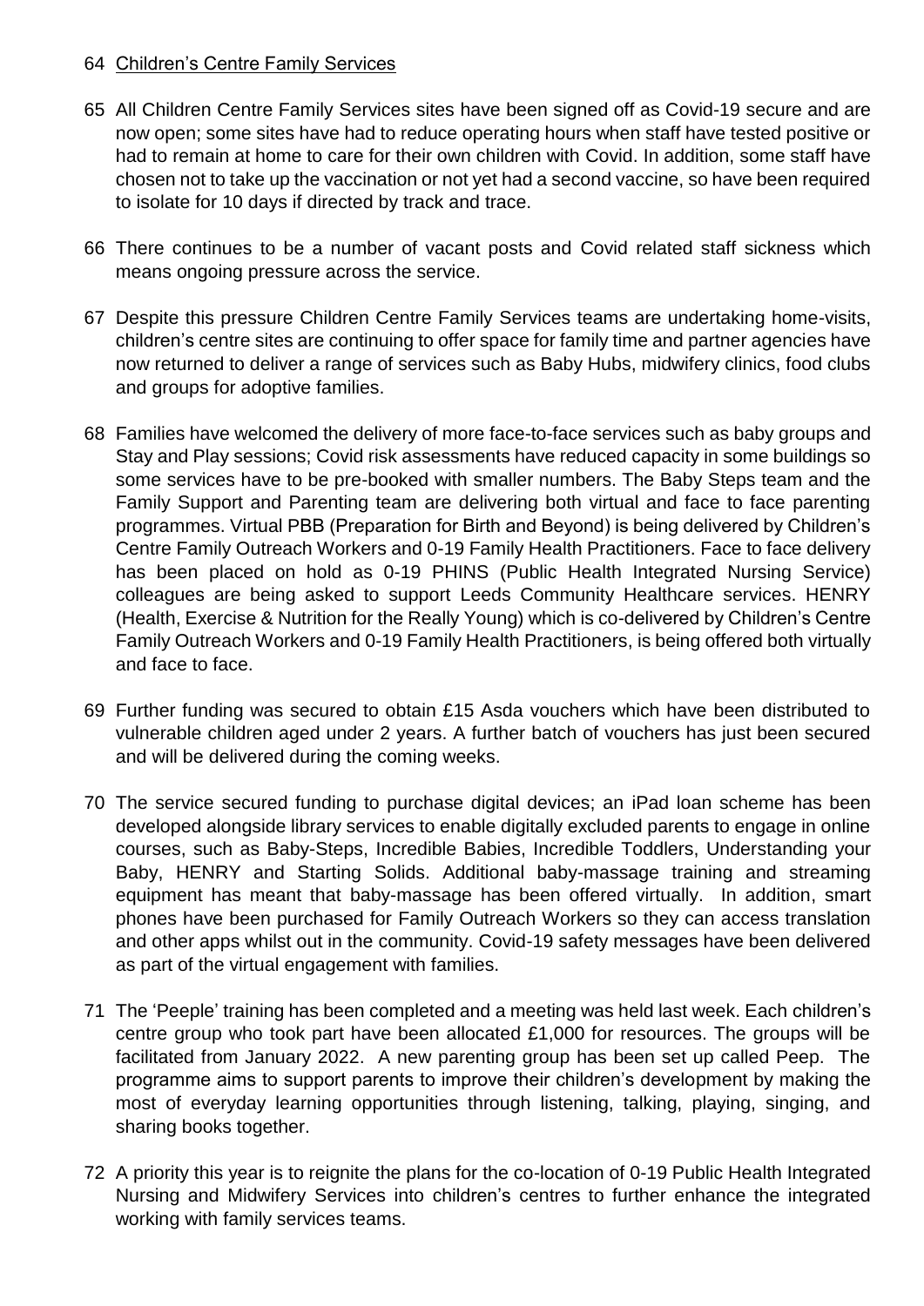64 Children's Centre Family Services

65 All Children Centre Family Services sites have been signed off as Covid-19 secure and are now open; some sites have had to reduce operating hours when staff have tested positive or had to remain at home to care for their own children with Covid. In addition, some staff have chosen not to take up the vaccination or not yet had a second vaccine, so have been required to isolate for 10 days if directed by track and trace.

66 There continues to be a number of vacant posts and Covid related staff sickness which means ongoing pressure across the service.

67 Despite this pressure Children Centre Family Services teams are undertaking home-visits, children's centre sites are continuing to offer space for family time and partner agencies have now returned to deliver a range of services such as Baby Hubs, midwifery clinics, food clubs and groups for adoptive families.

68 Families have welcomed the delivery of more face-to-face services such as baby groups and Stay and Play sessions; Covid risk assessments have reduced capacity in some buildings so some services have to be pre-booked with smaller numbers. The Baby Steps team and the Family Support and Parenting team are delivering both virtual and face to face parenting programmes. Virtual PBB (Preparation for Birth and Beyond) is being delivered by Children's Centre Family Outreach Workers and 0-19 Family Health Practitioners. Face to face delivery has been placed on hold as 0-19 PHINS (Public Health Integrated Nursing Service) colleagues are being asked to support Leeds Community Healthcare services. HENRY (Health, Exercise & Nutrition for the Really Young) which is co-delivered by Children's Centre Family Outreach Workers and 0-19 Family Health Practitioners, is being offered both virtually and face to face.

69 Further funding was secured to obtain £15 Asda vouchers which have been distributed to vulnerable children aged under 2 years. A further batch of vouchers has just been secured and will be delivered during the coming weeks.

70 The service secured funding to purchase digital devices; an iPad loan scheme has been developed alongside library services to enable digitally excluded parents to engage in online courses, such as Baby-Steps, Incredible Babies, Incredible Toddlers, Understanding your Baby, HENRY and Starting Solids. Additional baby-massage training and streaming equipment has meant that baby-massage has been offered virtually. In addition, smart phones have been purchased for Family Outreach Workers so they can access translation and other apps whilst out in the community. Covid-19 safety messages have been delivered as part of the virtual engagement with families.

71 The 'Peeple' training has been completed and a meeting was held last week. Each children's centre group who took part have been allocated £1,000 for resources. The groups will be facilitated from January 2022. A new parenting group has been set up called Peep. The programme aims to support parents to improve their children's development by making the most of everyday learning opportunities through listening, talking, playing, singing, and sharing books together.

72 A priority this year is to reignite the plans for the co-location of 0-19 Public Health Integrated Nursing and Midwifery Services into children's centres to further enhance the integrated working with family services teams.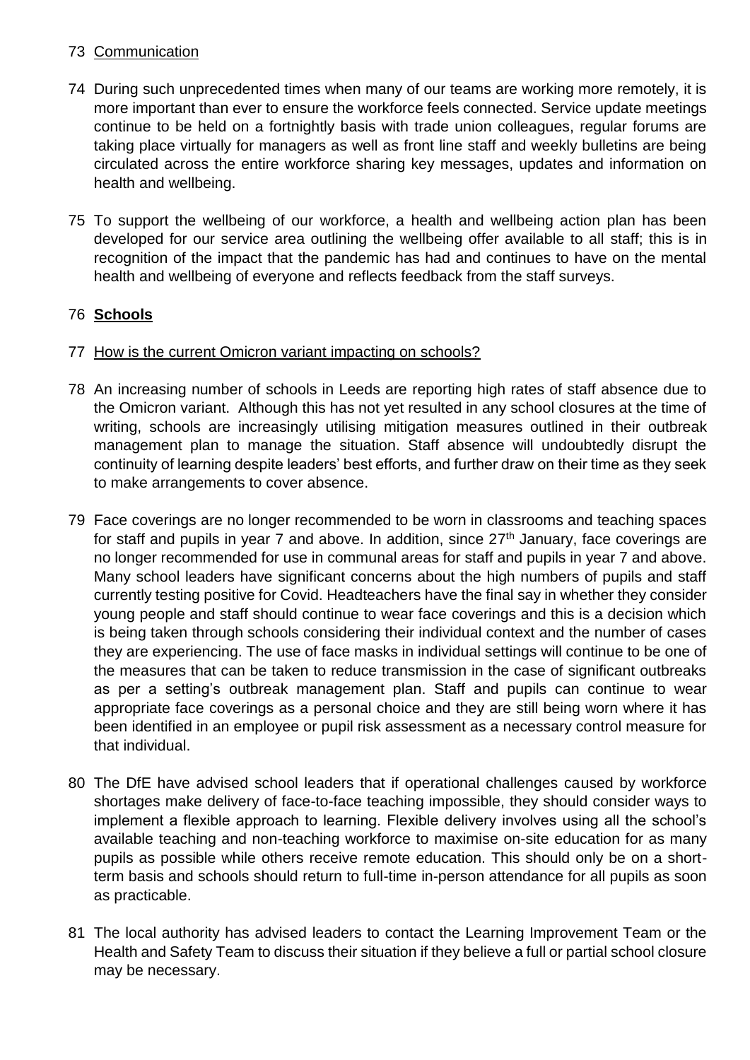73 Communication

74 During such unprecedented times when many of our teams are working more remotely, it is more important than ever to ensure the workforce feels connected. Service update meetings continue to be held on a fortnightly basis with trade union colleagues, regular forums are taking place virtually for managers as well as front line staff and weekly bulletins are being circulated across the entire workforce sharing key messages, updates and information on health and wellbeing.

75 To support the wellbeing of our workforce, a health and wellbeing action plan has been developed for our service area outlining the wellbeing offer available to all staff; this is in recognition of the impact that the pandemic has had and continues to have on the mental health and wellbeing of everyone and reflects feedback from the staff surveys.

76 **Schools**

77 How is the current Omicron variant impacting on schools?

78 An increasing number of schools in Leeds are reporting high rates of staff absence due to the Omicron variant. Although this has not yet resulted in any school closures at the time of writing, schools are increasingly utilising mitigation measures outlined in their outbreak management plan to manage the situation. Staff absence will undoubtedly disrupt the continuity of learning despite leaders' best efforts, and further draw on their time as they seek to make arrangements to cover absence.

79 Face coverings are no longer recommended to be worn in classrooms and teaching spaces for staff and pupils in year 7 and above. In addition, since 27th January, face coverings are no longer recommended for use in communal areas for staff and pupils in year 7 and above. Many school leaders have significant concerns about the high numbers of pupils and staff currently testing positive for Covid. Headteachers have the final say in whether they consider young people and staff should continue to wear face coverings and this is a decision which is being taken through schools considering their individual context and the number of cases they are experiencing. The use of face masks in individual settings will continue to be one of the measures that can be taken to reduce transmission in the case of significant outbreaks as per a setting's outbreak management plan. Staff and pupils can continue to wear appropriate face coverings as a personal choice and they are still being worn where it has been identified in an employee or pupil risk assessment as a necessary control measure for that individual.

80 The DfE have advised school leaders that if operational challenges caused by workforce shortages make delivery of face-to-face teaching impossible, they should consider ways to implement a flexible approach to learning. Flexible delivery involves using all the school's available teaching and non-teaching workforce to maximise on-site education for as many pupils as possible while others receive remote education. This should only be on a short-term basis and schools should return to full-time in-person attendance for all pupils as soon as practicable.

81 The local authority has advised leaders to contact the Learning Improvement Team or the Health and Safety Team to discuss their situation if they believe a full or partial school closure may be necessary.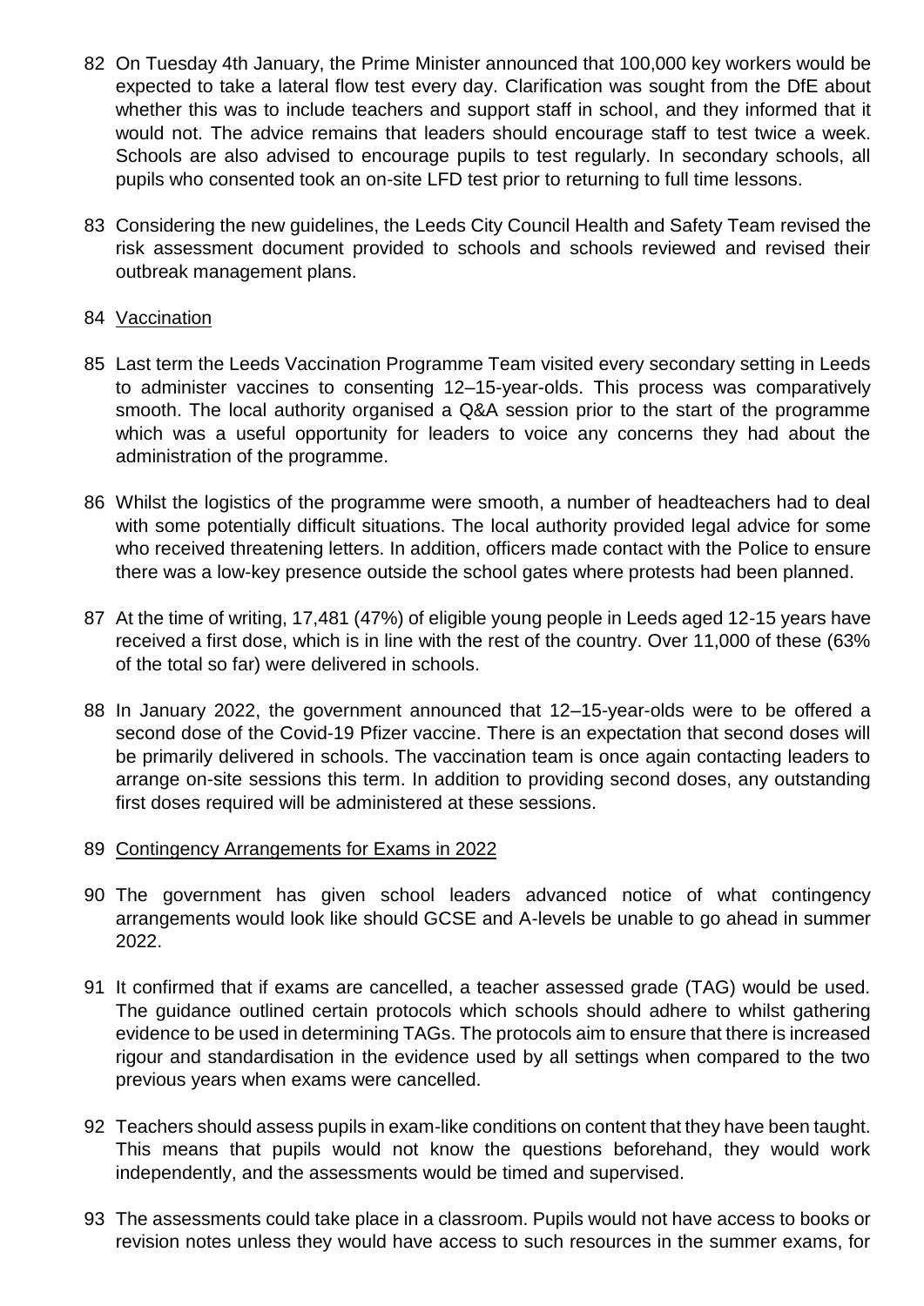82 On Tuesday 4th January, the Prime Minister announced that 100,000 key workers would be expected to take a lateral flow test every day. Clarification was sought from the DfE about whether this was to include teachers and support staff in school, and they informed that it would not. The advice remains that leaders should encourage staff to test twice a week. Schools are also advised to encourage pupils to test regularly. In secondary schools, all pupils who consented took an on-site LFD test prior to returning to full time lessons.

83 Considering the new guidelines, the Leeds City Council Health and Safety Team revised the risk assessment document provided to schools and schools reviewed and revised their outbreak management plans.

84 Vaccination

85 Last term the Leeds Vaccination Programme Team visited every secondary setting in Leeds to administer vaccines to consenting 12–15-year-olds. This process was comparatively smooth. The local authority organised a Q&A session prior to the start of the programme which was a useful opportunity for leaders to voice any concerns they had about the administration of the programme.

86 Whilst the logistics of the programme were smooth, a number of headteachers had to deal with some potentially difficult situations. The local authority provided legal advice for some who received threatening letters. In addition, officers made contact with the Police to ensure there was a low-key presence outside the school gates where protests had been planned.

87 At the time of writing, 17,481 (47%) of eligible young people in Leeds aged 12-15 years have received a first dose, which is in line with the rest of the country. Over 11,000 of these (63% of the total so far) were delivered in schools.

88 In January 2022, the government announced that 12–15-year-olds were to be offered a second dose of the Covid-19 Pfizer vaccine. There is an expectation that second doses will be primarily delivered in schools. The vaccination team is once again contacting leaders to arrange on-site sessions this term. In addition to providing second doses, any outstanding first doses required will be administered at these sessions.

89 Contingency Arrangements for Exams in 2022

90 The government has given school leaders advanced notice of what contingency arrangements would look like should GCSE and A-levels be unable to go ahead in summer 2022.

91 It confirmed that if exams are cancelled, a teacher assessed grade (TAG) would be used. The guidance outlined certain protocols which schools should adhere to whilst gathering evidence to be used in determining TAGs. The protocols aim to ensure that there is increased rigour and standardisation in the evidence used by all settings when compared to the two previous years when exams were cancelled.

92 Teachers should assess pupils in exam-like conditions on content that they have been taught. This means that pupils would not know the questions beforehand, they would work independently, and the assessments would be timed and supervised.

93 The assessments could take place in a classroom. Pupils would not have access to books or revision notes unless they would have access to such resources in the summer exams, for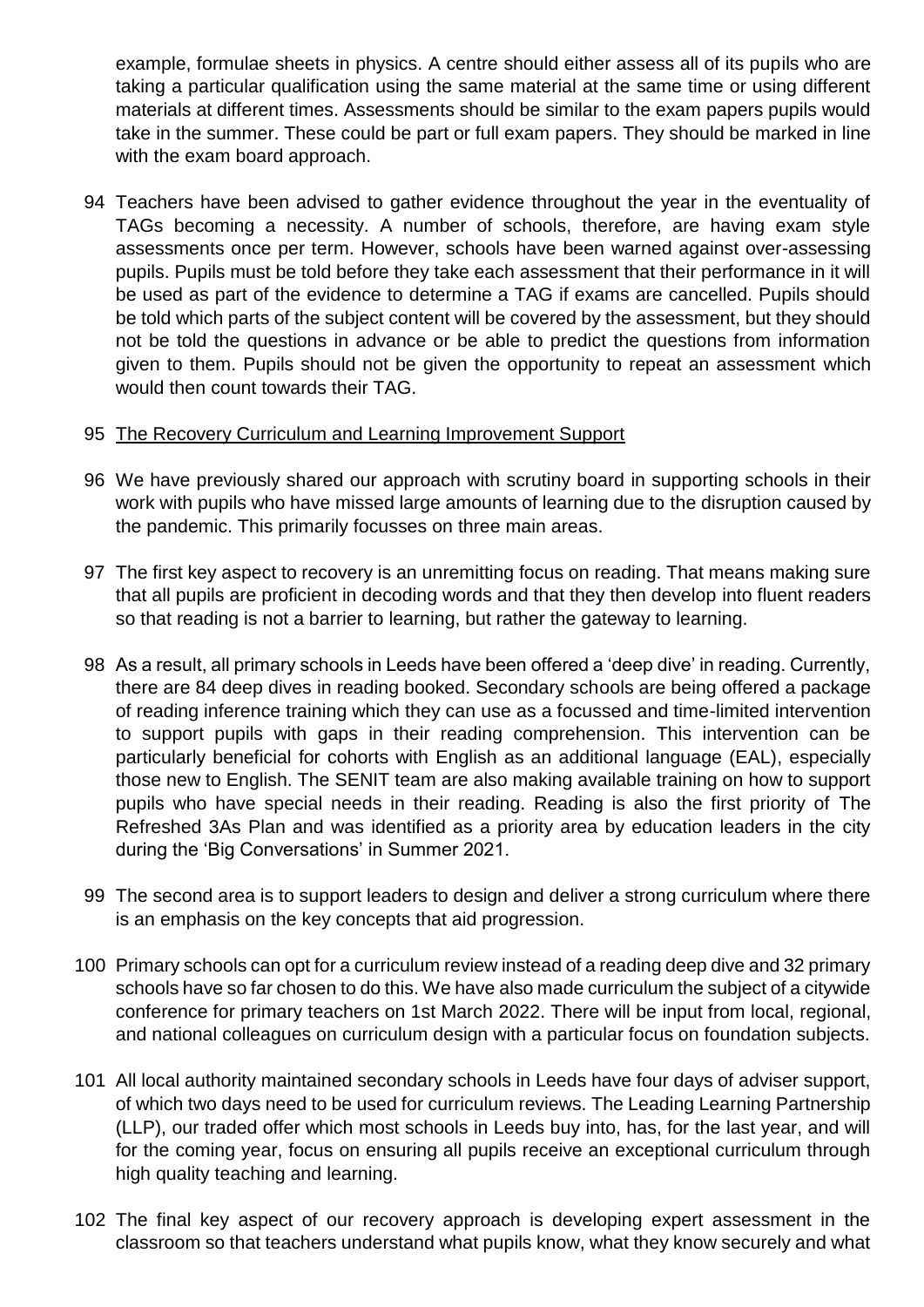example, formulae sheets in physics. A centre should either assess all of its pupils who are taking a particular qualification using the same material at the same time or using different materials at different times. Assessments should be similar to the exam papers pupils would take in the summer. These could be part or full exam papers. They should be marked in line with the exam board approach.

94 Teachers have been advised to gather evidence throughout the year in the eventuality of TAGs becoming a necessity. A number of schools, therefore, are having exam style assessments once per term. However, schools have been warned against over-assessing pupils. Pupils must be told before they take each assessment that their performance in it will be used as part of the evidence to determine a TAG if exams are cancelled. Pupils should be told which parts of the subject content will be covered by the assessment, but they should not be told the questions in advance or be able to predict the questions from information given to them. Pupils should not be given the opportunity to repeat an assessment which would then count towards their TAG.

95 <u>The Recovery Curriculum and Learning Improvement Support</u>

96 We have previously shared our approach with scrutiny board in supporting schools in their work with pupils who have missed large amounts of learning due to the disruption caused by the pandemic. This primarily focusses on three main areas.

97 The first key aspect to recovery is an unremitting focus on reading. That means making sure that all pupils are proficient in decoding words and that they then develop into fluent readers so that reading is not a barrier to learning, but rather the gateway to learning.

98 As a result, all primary schools in Leeds have been offered a 'deep dive' in reading. Currently, there are 84 deep dives in reading booked. Secondary schools are being offered a package of reading inference training which they can use as a focussed and time-limited intervention to support pupils with gaps in their reading comprehension. This intervention can be particularly beneficial for cohorts with English as an additional language (EAL), especially those new to English. The SENIT team are also making available training on how to support pupils who have special needs in their reading. Reading is also the first priority of The Refreshed 3As Plan and was identified as a priority area by education leaders in the city during the 'Big Conversations' in Summer 2021.

99 The second area is to support leaders to design and deliver a strong curriculum where there is an emphasis on the key concepts that aid progression.

100 Primary schools can opt for a curriculum review instead of a reading deep dive and 32 primary schools have so far chosen to do this. We have also made curriculum the subject of a citywide conference for primary teachers on 1st March 2022. There will be input from local, regional, and national colleagues on curriculum design with a particular focus on foundation subjects.

101 All local authority maintained secondary schools in Leeds have four days of adviser support, of which two days need to be used for curriculum reviews. The Leading Learning Partnership (LLP), our traded offer which most schools in Leeds buy into, has, for the last year, and will for the coming year, focus on ensuring all pupils receive an exceptional curriculum through high quality teaching and learning.

102 The final key aspect of our recovery approach is developing expert assessment in the classroom so that teachers understand what pupils know, what they know securely and what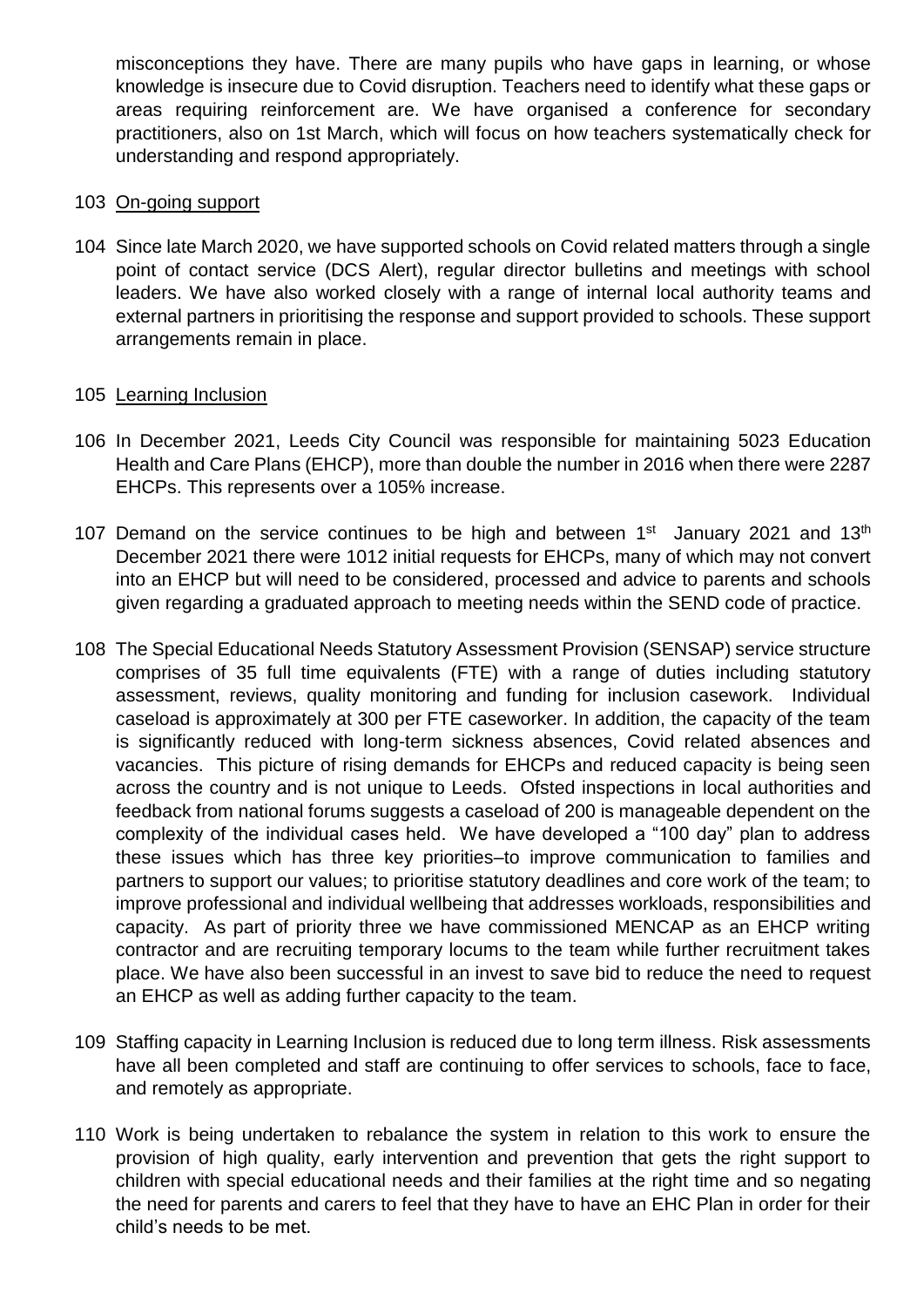misconceptions they have. There are many pupils who have gaps in learning, or whose knowledge is insecure due to Covid disruption. Teachers need to identify what these gaps or areas requiring reinforcement are. We have organised a conference for secondary practitioners, also on 1st March, which will focus on how teachers systematically check for understanding and respond appropriately.

103 On-going support

104 Since late March 2020, we have supported schools on Covid related matters through a single point of contact service (DCS Alert), regular director bulletins and meetings with school leaders. We have also worked closely with a range of internal local authority teams and external partners in prioritising the response and support provided to schools. These support arrangements remain in place.

105 Learning Inclusion

106 In December 2021, Leeds City Council was responsible for maintaining 5023 Education Health and Care Plans (EHCP), more than double the number in 2016 when there were 2287 EHCPs. This represents over a 105% increase.

107 Demand on the service continues to be high and between 1st January 2021 and 13th December 2021 there were 1012 initial requests for EHCPs, many of which may not convert into an EHCP but will need to be considered, processed and advice to parents and schools given regarding a graduated approach to meeting needs within the SEND code of practice.

108 The Special Educational Needs Statutory Assessment Provision (SENSAP) service structure comprises of 35 full time equivalents (FTE) with a range of duties including statutory assessment, reviews, quality monitoring and funding for inclusion casework. Individual caseload is approximately at 300 per FTE caseworker. In addition, the capacity of the team is significantly reduced with long-term sickness absences, Covid related absences and vacancies. This picture of rising demands for EHCPs and reduced capacity is being seen across the country and is not unique to Leeds. Ofsted inspections in local authorities and feedback from national forums suggests a caseload of 200 is manageable dependent on the complexity of the individual cases held. We have developed a "100 day" plan to address these issues which has three key priorities–to improve communication to families and partners to support our values; to prioritise statutory deadlines and core work of the team; to improve professional and individual wellbeing that addresses workloads, responsibilities and capacity. As part of priority three we have commissioned MENCAP as an EHCP writing contractor and are recruiting temporary locums to the team while further recruitment takes place. We have also been successful in an invest to save bid to reduce the need to request an EHCP as well as adding further capacity to the team.

109 Staffing capacity in Learning Inclusion is reduced due to long term illness. Risk assessments have all been completed and staff are continuing to offer services to schools, face to face, and remotely as appropriate.

110 Work is being undertaken to rebalance the system in relation to this work to ensure the provision of high quality, early intervention and prevention that gets the right support to children with special educational needs and their families at the right time and so negating the need for parents and carers to feel that they have to have an EHC Plan in order for their child's needs to be met.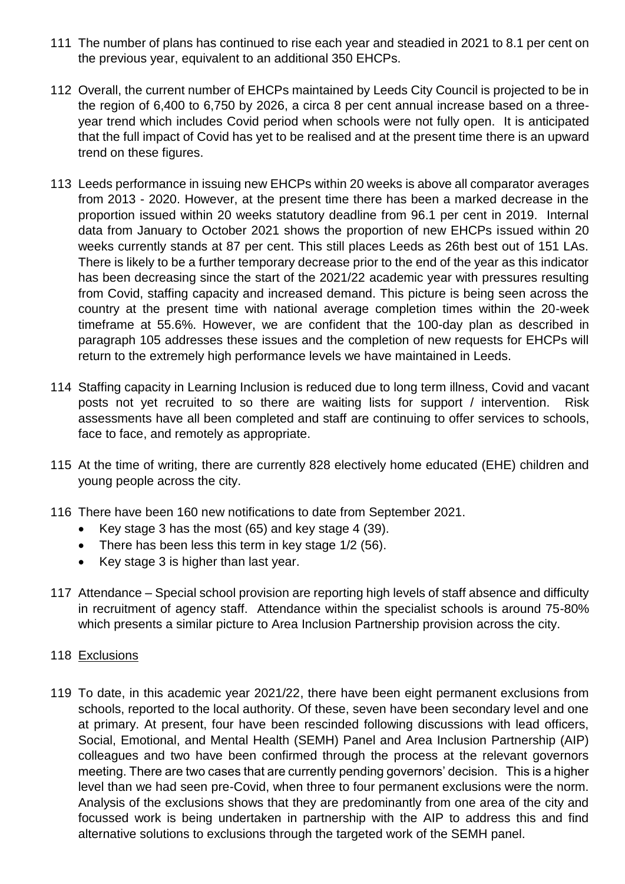111 The number of plans has continued to rise each year and steadied in 2021 to 8.1 per cent on the previous year, equivalent to an additional 350 EHCPs.

112 Overall, the current number of EHCPs maintained by Leeds City Council is projected to be in the region of 6,400 to 6,750 by 2026, a circa 8 per cent annual increase based on a three-year trend which includes Covid period when schools were not fully open. It is anticipated that the full impact of Covid has yet to be realised and at the present time there is an upward trend on these figures.

113 Leeds performance in issuing new EHCPs within 20 weeks is above all comparator averages from 2013 - 2020. However, at the present time there has been a marked decrease in the proportion issued within 20 weeks statutory deadline from 96.1 per cent in 2019. Internal data from January to October 2021 shows the proportion of new EHCPs issued within 20 weeks currently stands at 87 per cent. This still places Leeds as 26th best out of 151 LAs. There is likely to be a further temporary decrease prior to the end of the year as this indicator has been decreasing since the start of the 2021/22 academic year with pressures resulting from Covid, staffing capacity and increased demand. This picture is being seen across the country at the present time with national average completion times within the 20-week timeframe at 55.6%. However, we are confident that the 100-day plan as described in paragraph 105 addresses these issues and the completion of new requests for EHCPs will return to the extremely high performance levels we have maintained in Leeds.

114 Staffing capacity in Learning Inclusion is reduced due to long term illness, Covid and vacant posts not yet recruited to so there are waiting lists for support / intervention. Risk assessments have all been completed and staff are continuing to offer services to schools, face to face, and remotely as appropriate.

115 At the time of writing, there are currently 828 electively home educated (EHE) children and young people across the city.

116 There have been 160 new notifications to date from September 2021.

- Key stage 3 has the most (65) and key stage 4 (39).
- There has been less this term in key stage 1/2 (56).
- Key stage 3 is higher than last year.

117 Attendance – Special school provision are reporting high levels of staff absence and difficulty in recruitment of agency staff. Attendance within the specialist schools is around 75-80% which presents a similar picture to Area Inclusion Partnership provision across the city.

118 Exclusions

119 To date, in this academic year 2021/22, there have been eight permanent exclusions from schools, reported to the local authority. Of these, seven have been secondary level and one at primary. At present, four have been rescinded following discussions with lead officers, Social, Emotional, and Mental Health (SEMH) Panel and Area Inclusion Partnership (AIP) colleagues and two have been confirmed through the process at the relevant governors meeting. There are two cases that are currently pending governors' decision. This is a higher level than we had seen pre-Covid, when three to four permanent exclusions were the norm. Analysis of the exclusions shows that they are predominantly from one area of the city and focussed work is being undertaken in partnership with the AIP to address this and find alternative solutions to exclusions through the targeted work of the SEMH panel.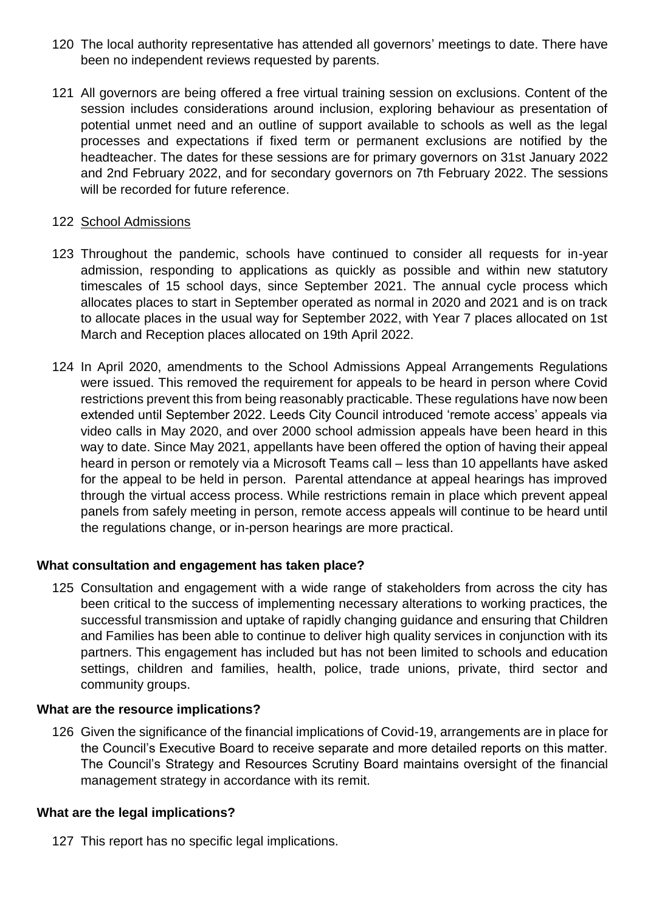120 The local authority representative has attended all governors' meetings to date. There have been no independent reviews requested by parents.

121 All governors are being offered a free virtual training session on exclusions. Content of the session includes considerations around inclusion, exploring behaviour as presentation of potential unmet need and an outline of support available to schools as well as the legal processes and expectations if fixed term or permanent exclusions are notified by the headteacher. The dates for these sessions are for primary governors on 31st January 2022 and 2nd February 2022, and for secondary governors on 7th February 2022. The sessions will be recorded for future reference.

122 <u>School Admissions</u>

123 Throughout the pandemic, schools have continued to consider all requests for in-year admission, responding to applications as quickly as possible and within new statutory timescales of 15 school days, since September 2021. The annual cycle process which allocates places to start in September operated as normal in 2020 and 2021 and is on track to allocate places in the usual way for September 2022, with Year 7 places allocated on 1st March and Reception places allocated on 19th April 2022.

124 In April 2020, amendments to the School Admissions Appeal Arrangements Regulations were issued. This removed the requirement for appeals to be heard in person where Covid restrictions prevent this from being reasonably practicable. These regulations have now been extended until September 2022. Leeds City Council introduced 'remote access' appeals via video calls in May 2020, and over 2000 school admission appeals have been heard in this way to date. Since May 2021, appellants have been offered the option of having their appeal heard in person or remotely via a Microsoft Teams call – less than 10 appellants have asked for the appeal to be held in person. Parental attendance at appeal hearings has improved through the virtual access process. While restrictions remain in place which prevent appeal panels from safely meeting in person, remote access appeals will continue to be heard until the regulations change, or in-person hearings are more practical.

**What consultation and engagement has taken place?**

125 Consultation and engagement with a wide range of stakeholders from across the city has been critical to the success of implementing necessary alterations to working practices, the successful transmission and uptake of rapidly changing guidance and ensuring that Children and Families has been able to continue to deliver high quality services in conjunction with its partners. This engagement has included but has not been limited to schools and education settings, children and families, health, police, trade unions, private, third sector and community groups.

**What are the resource implications?**

126 Given the significance of the financial implications of Covid-19, arrangements are in place for the Council's Executive Board to receive separate and more detailed reports on this matter. The Council's Strategy and Resources Scrutiny Board maintains oversight of the financial management strategy in accordance with its remit.

**What are the legal implications?**

127 This report has no specific legal implications.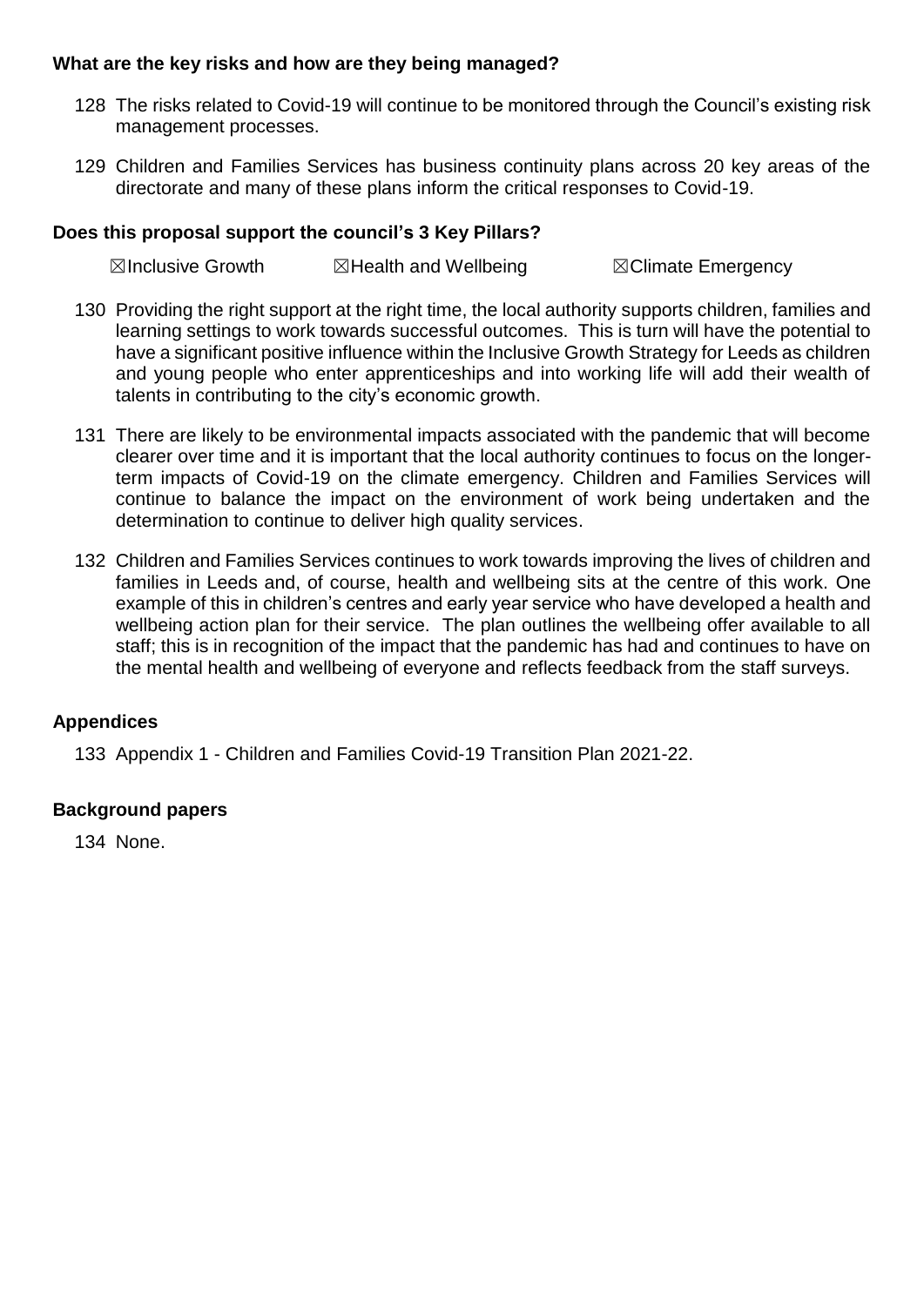**What are the key risks and how are they being managed?**

128 The risks related to Covid-19 will continue to be monitored through the Council's existing risk management processes.

129 Children and Families Services has business continuity plans across 20 key areas of the directorate and many of these plans inform the critical responses to Covid-19.

**Does this proposal support the council's 3 Key Pillars?**

☒Inclusive Growth ☒Health and Wellbeing ☒Climate Emergency

130 Providing the right support at the right time, the local authority supports children, families and learning settings to work towards successful outcomes. This is turn will have the potential to have a significant positive influence within the Inclusive Growth Strategy for Leeds as children and young people who enter apprenticeships and into working life will add their wealth of talents in contributing to the city's economic growth.

131 There are likely to be environmental impacts associated with the pandemic that will become clearer over time and it is important that the local authority continues to focus on the longer-term impacts of Covid-19 on the climate emergency. Children and Families Services will continue to balance the impact on the environment of work being undertaken and the determination to continue to deliver high quality services.

132 Children and Families Services continues to work towards improving the lives of children and families in Leeds and, of course, health and wellbeing sits at the centre of this work. One example of this in children's centres and early year service who have developed a health and wellbeing action plan for their service. The plan outlines the wellbeing offer available to all staff; this is in recognition of the impact that the pandemic has had and continues to have on the mental health and wellbeing of everyone and reflects feedback from the staff surveys.

**Appendices**

133 Appendix 1 - Children and Families Covid-19 Transition Plan 2021-22.

**Background papers**

134 None.